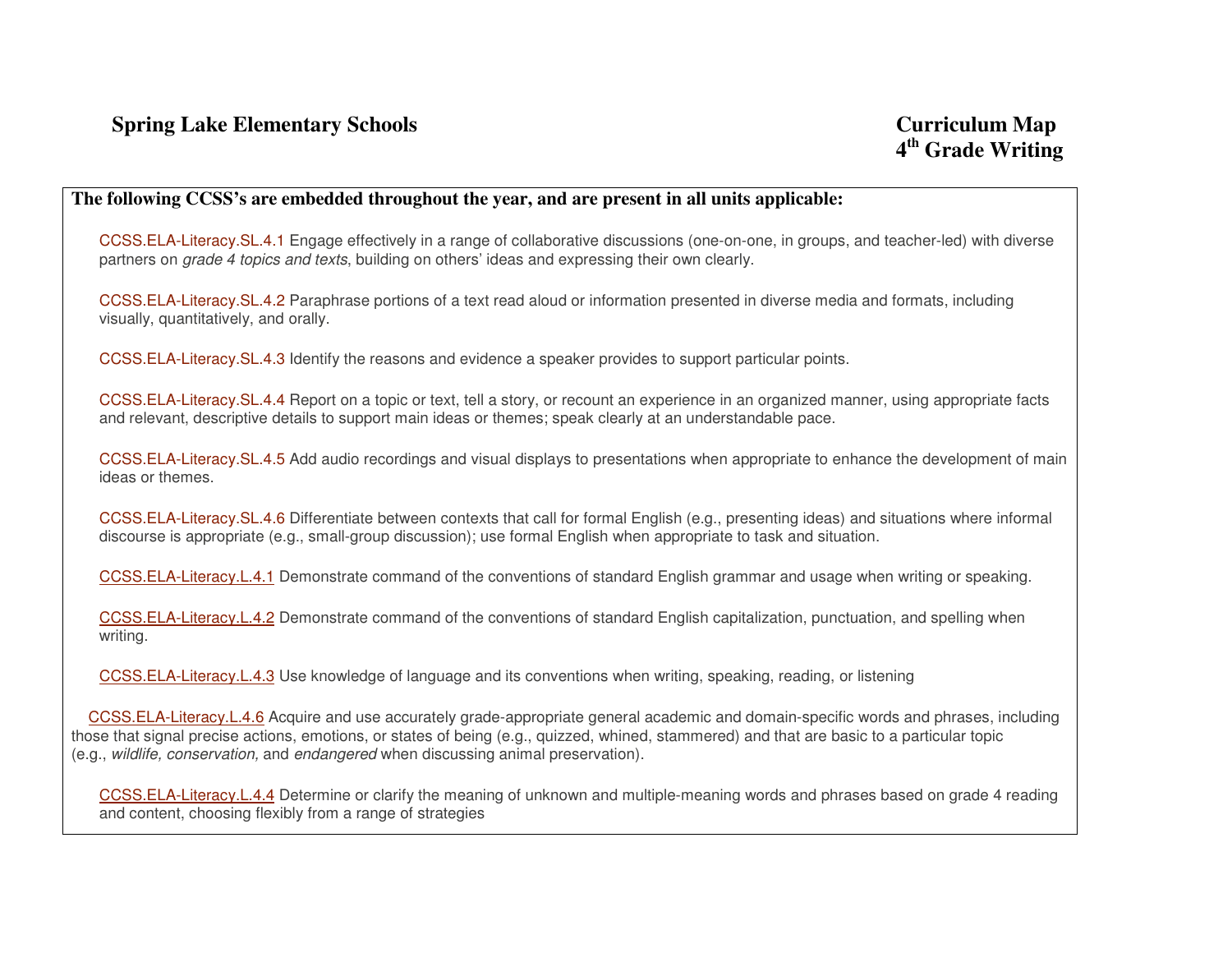**Spring Lake Elementary Schools**

**Curriculum Map**
**4th Grade Writing**

**The following CCSS's are embedded throughout the year, and are present in all units applicable:**

CCSS.ELA-Literacy.SL.4.1 Engage effectively in a range of collaborative discussions (one-on-one, in groups, and teacher-led) with diverse partners on *grade 4 topics and texts*, building on others' ideas and expressing their own clearly.

CCSS.ELA-Literacy.SL.4.2 Paraphrase portions of a text read aloud or information presented in diverse media and formats, including visually, quantitatively, and orally.

CCSS.ELA-Literacy.SL.4.3 Identify the reasons and evidence a speaker provides to support particular points.

CCSS.ELA-Literacy.SL.4.4 Report on a topic or text, tell a story, or recount an experience in an organized manner, using appropriate facts and relevant, descriptive details to support main ideas or themes; speak clearly at an understandable pace.

CCSS.ELA-Literacy.SL.4.5 Add audio recordings and visual displays to presentations when appropriate to enhance the development of main ideas or themes.

CCSS.ELA-Literacy.SL.4.6 Differentiate between contexts that call for formal English (e.g., presenting ideas) and situations where informal discourse is appropriate (e.g., small-group discussion); use formal English when appropriate to task and situation.

CCSS.ELA-Literacy.L.4.1 Demonstrate command of the conventions of standard English grammar and usage when writing or speaking.

CCSS.ELA-Literacy.L.4.2 Demonstrate command of the conventions of standard English capitalization, punctuation, and spelling when writing.

CCSS.ELA-Literacy.L.4.3 Use knowledge of language and its conventions when writing, speaking, reading, or listening

CCSS.ELA-Literacy.L.4.6 Acquire and use accurately grade-appropriate general academic and domain-specific words and phrases, including those that signal precise actions, emotions, or states of being (e.g., quizzed, whined, stammered) and that are basic to a particular topic (e.g., *wildlife, conservation,* and *endangered* when discussing animal preservation).

CCSS.ELA-Literacy.L.4.4 Determine or clarify the meaning of unknown and multiple-meaning words and phrases based on grade 4 reading and content, choosing flexibly from a range of strategies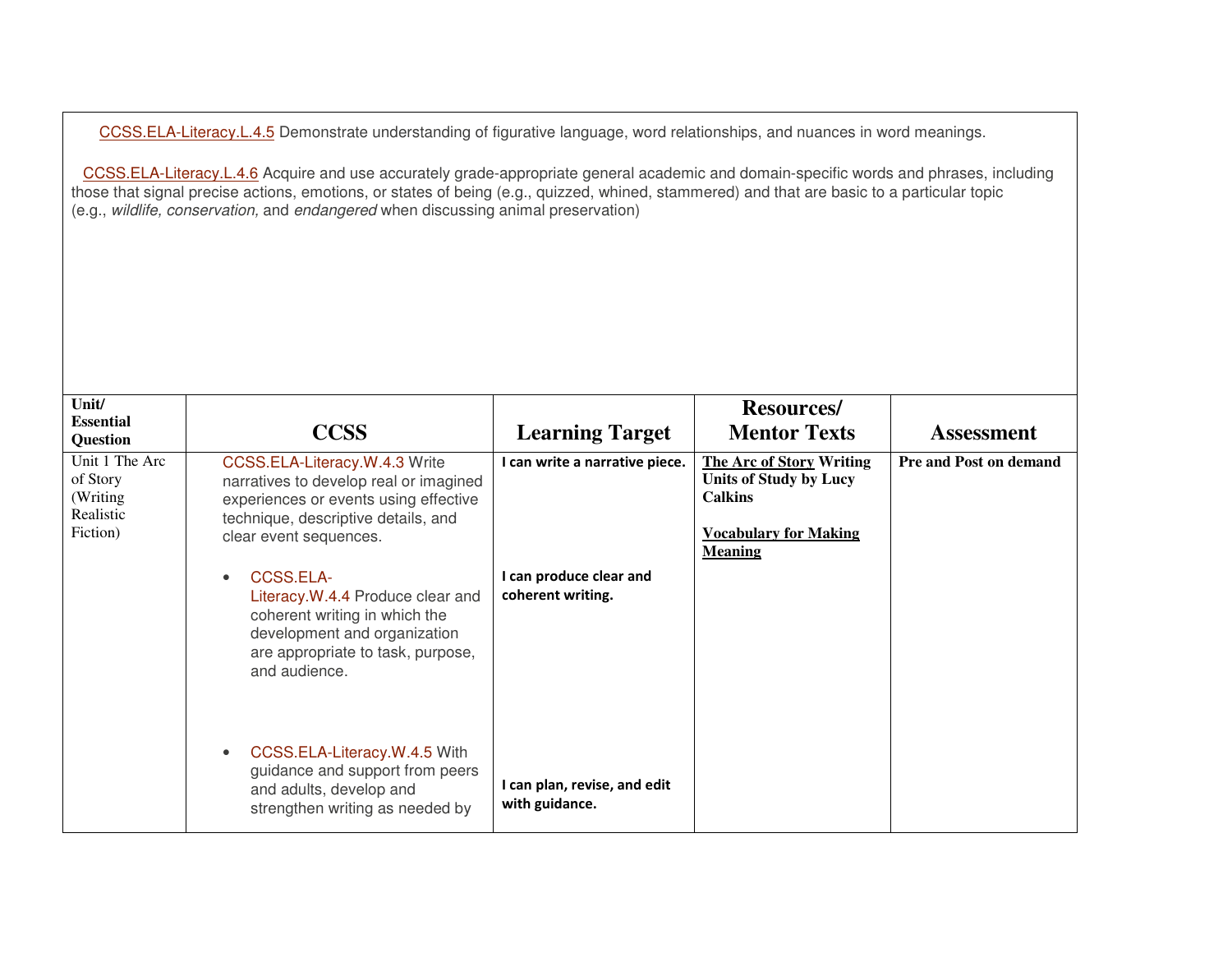CCSS.ELA-Literacy.L.4.5 Demonstrate understanding of figurative language, word relationships, and nuances in word meanings.

CCSS.ELA-Literacy.L.4.6 Acquire and use accurately grade-appropriate general academic and domain-specific words and phrases, including those that signal precise actions, emotions, or states of being (e.g., quizzed, whined, stammered) and that are basic to a particular topic (e.g., *wildlife, conservation,* and *endangered* when discussing animal preservation)

| **Unit/ Essential Question** | **CCSS** | **Learning Target** | **Resources/ Mentor Texts** | **Assessment** |
|---|---|---|---|---|
| Unit 1 The Arc of Story (Writing Realistic Fiction) | CCSS.ELA-Literacy.W.4.3 Write narratives to develop real or imagined experiences or events using effective technique, descriptive details, and clear event sequences.<br><br>• CCSS.ELA-Literacy.W.4.4 Produce clear and coherent writing in which the development and organization are appropriate to task, purpose, and audience.<br><br>• CCSS.ELA-Literacy.W.4.5 With guidance and support from peers and adults, develop and strengthen writing as needed by | **I can write a narrative piece.**<br><br>**I can produce clear and coherent writing.**<br><br>**I can plan, revise, and edit with guidance.** | **The Arc of Story Writing Units of Study by Lucy Calkins**<br><br>**Vocabulary for Making Meaning** | **Pre and Post on demand** |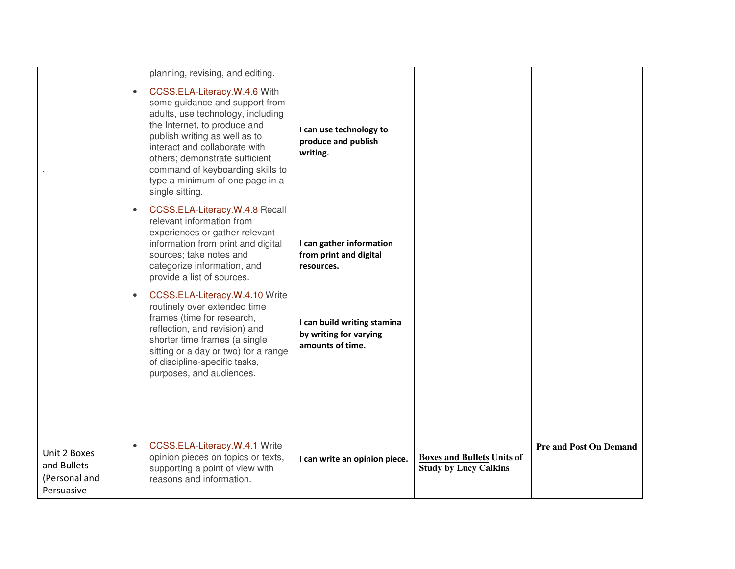| | | | | |
|---|---|---|---|---|
| . | planning, revising, and editing.<br>• CCSS.ELA-Literacy.W.4.6 With some guidance and support from adults, use technology, including the Internet, to produce and publish writing as well as to interact and collaborate with others; demonstrate sufficient command of keyboarding skills to type a minimum of one page in a single sitting.<br>• CCSS.ELA-Literacy.W.4.8 Recall relevant information from experiences or gather relevant information from print and digital sources; take notes and categorize information, and provide a list of sources.<br>• CCSS.ELA-Literacy.W.4.10 Write routinely over extended time frames (time for research, reflection, and revision) and shorter time frames (a single sitting or a day or two) for a range of discipline-specific tasks, purposes, and audiences. | **I can use technology to produce and publish writing.**<br>**I can gather information from print and digital resources.**<br>**I can build writing stamina by writing for varying amounts of time.** | | |
| Unit 2 Boxes and Bullets (Personal and Persuasive | • CCSS.ELA-Literacy.W.4.1 Write opinion pieces on topics or texts, supporting a point of view with reasons and information. | **I can write an opinion piece.** | **Boxes and Bullets Units of Study by Lucy Calkins** | **Pre and Post On Demand** |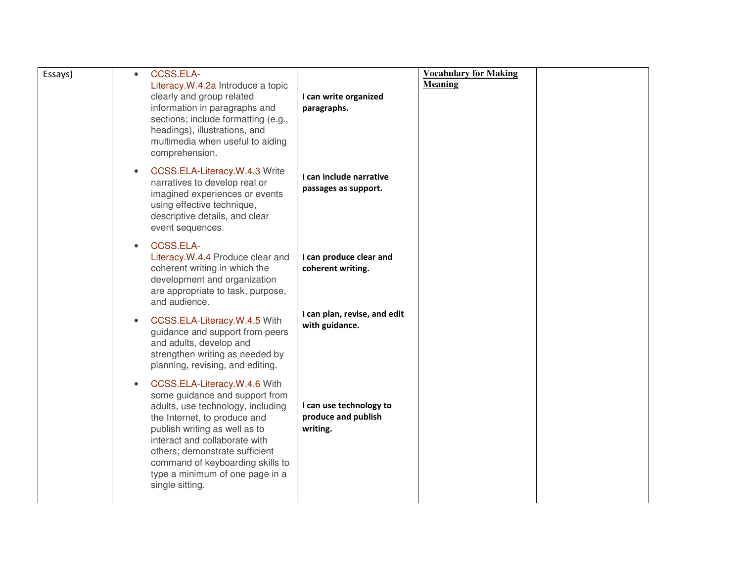| Essays) | <ul><li>CCSS.ELA-Literacy.W.4.2a Introduce a topic clearly and group related information in paragraphs and sections; include formatting (e.g., headings), illustrations, and multimedia when useful to aiding comprehension.</li><li>CCSS.ELA-Literacy.W.4.3 Write narratives to develop real or imagined experiences or events using effective technique, descriptive details, and clear event sequences.</li><li>CCSS.ELA-Literacy.W.4.4 Produce clear and coherent writing in which the development and organization are appropriate to task, purpose, and audience.</li><li>CCSS.ELA-Literacy.W.4.5 With guidance and support from peers and adults, develop and strengthen writing as needed by planning, revising, and editing.</li><li>CCSS.ELA-Literacy.W.4.6 With some guidance and support from adults, use technology, including the Internet, to produce and publish writing as well as to interact and collaborate with others; demonstrate sufficient command of keyboarding skills to type a minimum of one page in a single sitting.</li></ul> | **I can write organized paragraphs.**<br><br>**I can include narrative passages as support.**<br><br>**I can produce clear and coherent writing.**<br><br>**I can plan, revise, and edit with guidance.**<br><br>**I can use technology to produce and publish writing.** | **Vocabulary for Making Meaning** | |
|---|---|---|---|---|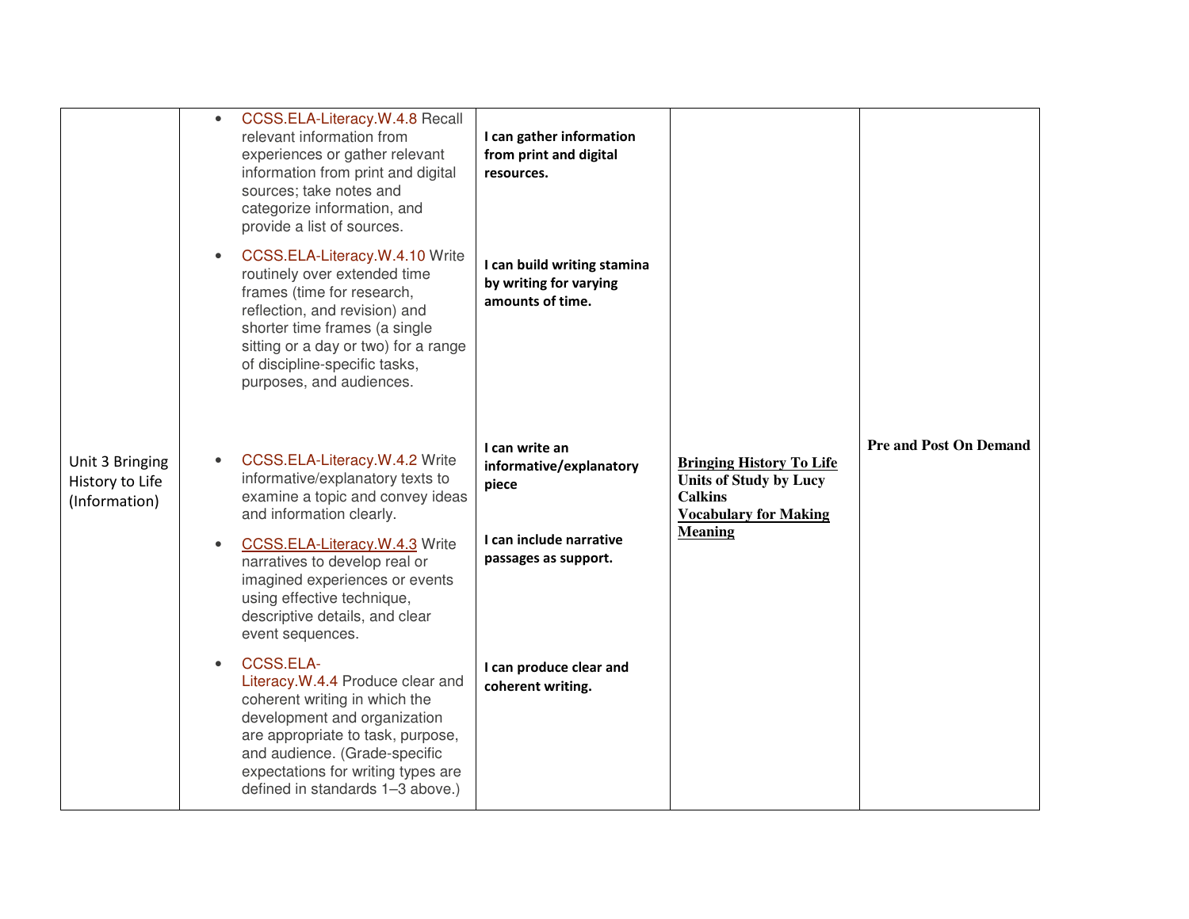| | | | | |
|---|---|---|---|---|
| Unit 3 Bringing History to Life (Information) | • CCSS.ELA-Literacy.W.4.8 Recall relevant information from experiences or gather relevant information from print and digital sources; take notes and categorize information, and provide a list of sources.<br>• CCSS.ELA-Literacy.W.4.10 Write routinely over extended time frames (time for research, reflection, and revision) and shorter time frames (a single sitting or a day or two) for a range of discipline-specific tasks, purposes, and audiences.<br>• CCSS.ELA-Literacy.W.4.2 Write informative/explanatory texts to examine a topic and convey ideas and information clearly.<br>• CCSS.ELA-Literacy.W.4.3 Write narratives to develop real or imagined experiences or events using effective technique, descriptive details, and clear event sequences.<br>• CCSS.ELA-Literacy.W.4.4 Produce clear and coherent writing in which the development and organization are appropriate to task, purpose, and audience. (Grade-specific expectations for writing types are defined in standards 1–3 above.) | **I can gather information from print and digital resources.**<br><br>**I can build writing stamina by writing for varying amounts of time.**<br><br>**I can write an informative/explanatory piece**<br><br>**I can include narrative passages as support.**<br><br>**I can produce clear and coherent writing.** | **Bringing History To Life**<br>**Units of Study by Lucy Calkins**<br>**Vocabulary for Making Meaning** | **Pre and Post On Demand** |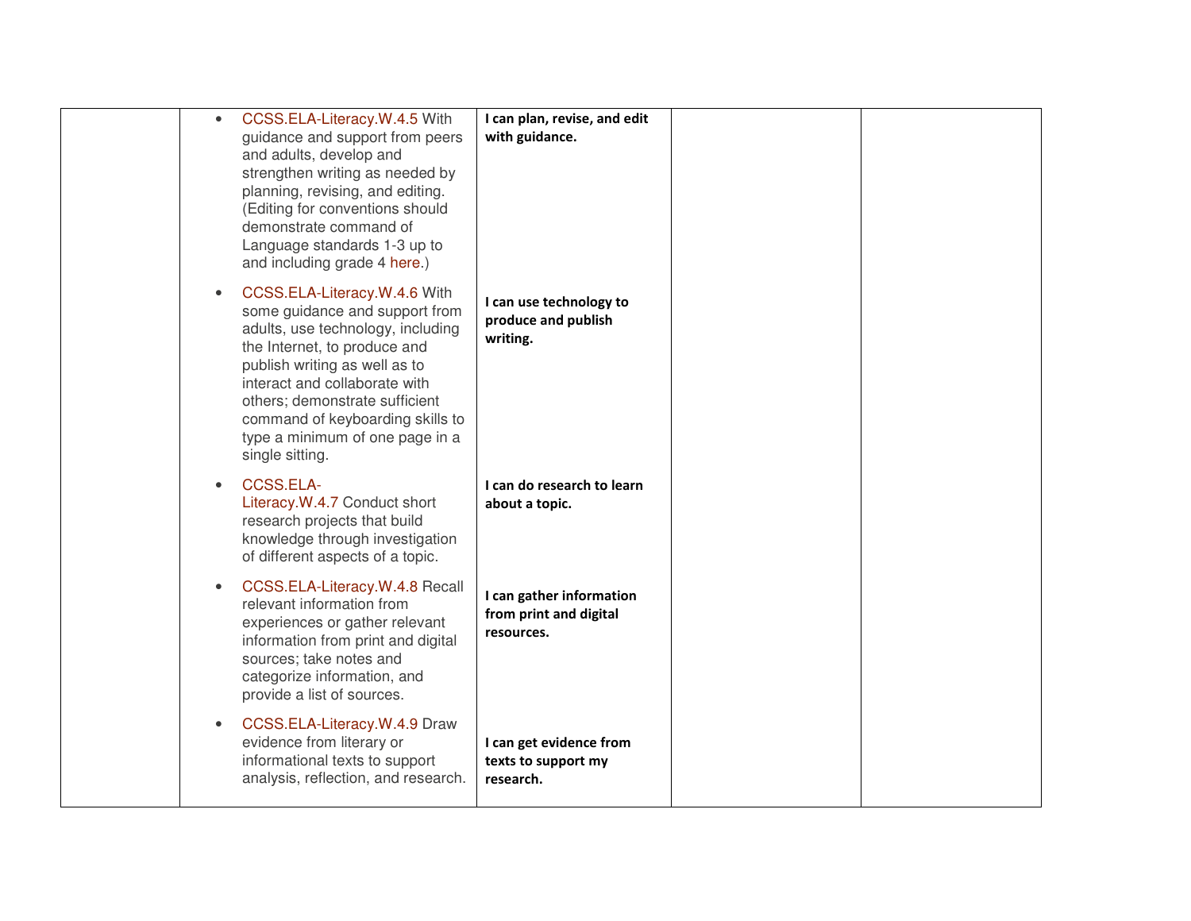|  |  |  |  |  |
|---|---|---|---|---|
|  | • CCSS.ELA-Literacy.W.4.5 With guidance and support from peers and adults, develop and strengthen writing as needed by planning, revising, and editing. (Editing for conventions should demonstrate command of Language standards 1-3 up to and including grade 4 here.) | **I can plan, revise, and edit with guidance.** |  |  |
|  | • CCSS.ELA-Literacy.W.4.6 With some guidance and support from adults, use technology, including the Internet, to produce and publish writing as well as to interact and collaborate with others; demonstrate sufficient command of keyboarding skills to type a minimum of one page in a single sitting. | **I can use technology to produce and publish writing.** |  |  |
|  | • CCSS.ELA-Literacy.W.4.7 Conduct short research projects that build knowledge through investigation of different aspects of a topic. | **I can do research to learn about a topic.** |  |  |
|  | • CCSS.ELA-Literacy.W.4.8 Recall relevant information from experiences or gather relevant information from print and digital sources; take notes and categorize information, and provide a list of sources. | **I can gather information from print and digital resources.** |  |  |
|  | • CCSS.ELA-Literacy.W.4.9 Draw evidence from literary or informational texts to support analysis, reflection, and research. | **I can get evidence from texts to support my research.** |  |  |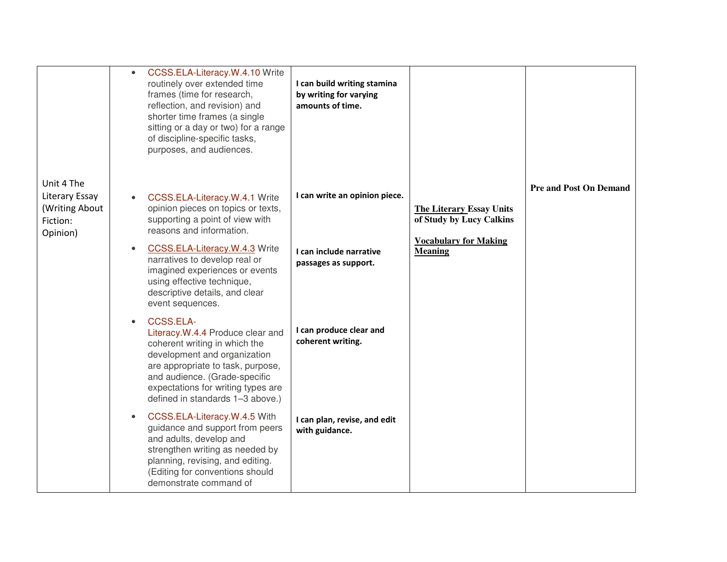| | | | | |
|---|---|---|---|---|
| Unit 4 The Literary Essay (Writing About Fiction: Opinion) | • CCSS.ELA-Literacy.W.4.10 Write routinely over extended time frames (time for research, reflection, and revision) and shorter time frames (a single sitting or a day or two) for a range of discipline-specific tasks, purposes, and audiences.<br><br>• CCSS.ELA-Literacy.W.4.1 Write opinion pieces on topics or texts, supporting a point of view with reasons and information.<br><br>• CCSS.ELA-Literacy.W.4.3 Write narratives to develop real or imagined experiences or events using effective technique, descriptive details, and clear event sequences.<br><br>• CCSS.ELA-Literacy.W.4.4 Produce clear and coherent writing in which the development and organization are appropriate to task, purpose, and audience. (Grade-specific expectations for writing types are defined in standards 1–3 above.)<br><br>• CCSS.ELA-Literacy.W.4.5 With guidance and support from peers and adults, develop and strengthen writing as needed by planning, revising, and editing. (Editing for conventions should demonstrate command of | **I can build writing stamina by writing for varying amounts of time.**<br><br>**I can write an opinion piece.**<br><br>**I can include narrative passages as support.**<br><br>**I can produce clear and coherent writing.**<br><br>**I can plan, revise, and edit with guidance.** | **The Literary Essay Units of Study by Lucy Calkins**<br><br>**Vocabulary for Making Meaning** | **Pre and Post On Demand** |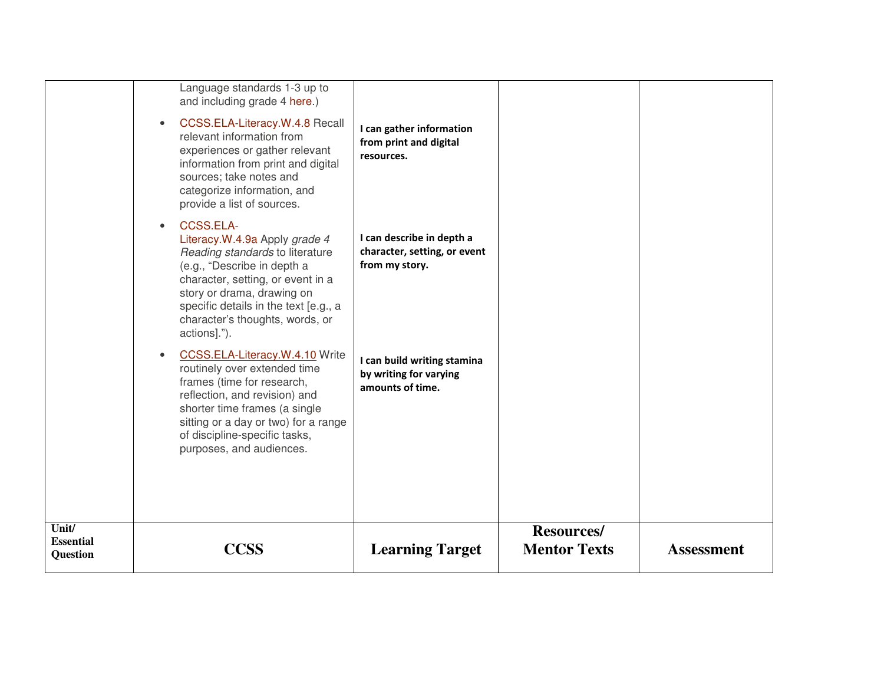| | | | | |
|---|---|---|---|---|
| | Language standards 1-3 up to and including grade 4 here.)<br>• CCSS.ELA-Literacy.W.4.8 Recall relevant information from experiences or gather relevant information from print and digital sources; take notes and categorize information, and provide a list of sources.<br>• CCSS.ELA-Literacy.W.4.9a Apply *grade 4 Reading standards* to literature (e.g., "Describe in depth a character, setting, or event in a story or drama, drawing on specific details in the text [e.g., a character's thoughts, words, or actions].").<br>• CCSS.ELA-Literacy.W.4.10 Write routinely over extended time frames (time for research, reflection, and revision) and shorter time frames (a single sitting or a day or two) for a range of discipline-specific tasks, purposes, and audiences. | **I can gather information from print and digital resources.**<br><br>**I can describe in depth a character, setting, or event from my story.**<br><br>**I can build writing stamina by writing for varying amounts of time.** | | |
| **Unit/ Essential Question** | **CCSS** | **Learning Target** | **Resources/ Mentor Texts** | **Assessment** |